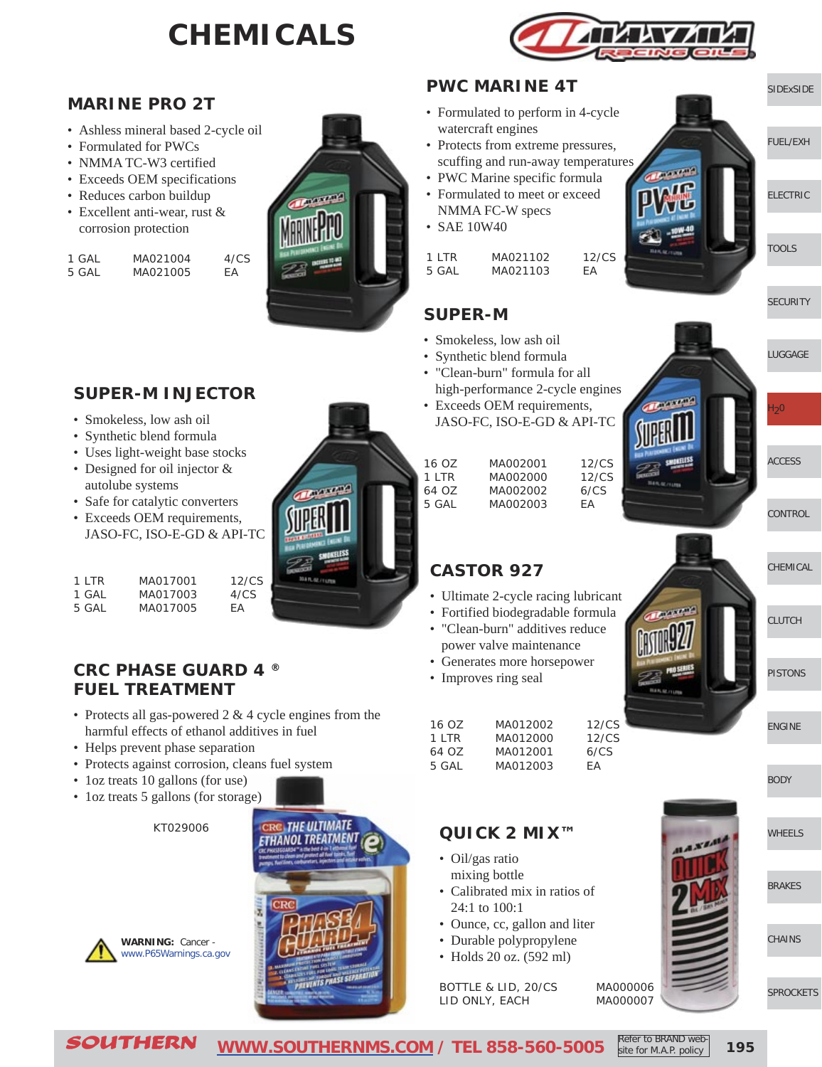# CHEMICALS

## MARINE PRO 2T

- Ashless mineral based 2-cycle oil
- Formulated for PWCs
- NMMA TC-W3 certified
- Exceeds OEM specifications
- Reduces carbon buildup
- Excellent anti-wear, rust & corrosion protection

| | | |
|---|---|---|
| 1 GAL | MA021004 | 4/CS |
| 5 GAL | MA021005 | EA |

## SUPER-M INJECTOR

- Smokeless, low ash oil
- Synthetic blend formula
- Uses light-weight base stocks
- Designed for oil injector & autolube systems
- Safe for catalytic converters
- Exceeds OEM requirements, JASO-FC, ISO-E-GD & API-TC

| | | |
|---|---|---|
| 1 LTR | MA017001 | 12/CS |
| 1 GAL | MA017003 | 4/CS |
| 5 GAL | MA017005 | EA |

## CRC PHASE GUARD 4 ® FUEL TREATMENT

- Protects all gas-powered 2 & 4 cycle engines from the harmful effects of ethanol additives in fuel
- Helps prevent phase separation
- Protects against corrosion, cleans fuel system
- 1oz treats 10 gallons (for use)
- 1oz treats 5 gallons (for storage)

KT029006

**WARNING:** Cancer - www.P65Warnings.ca.gov

## PWC MARINE 4T

- Formulated to perform in 4-cycle watercraft engines
- Protects from extreme pressures, scuffing and run-away temperatures
- PWC Marine specific formula
- Formulated to meet or exceed NMMA FC-W specs
- SAE 10W40

| | | |
|---|---|---|
| 1 LTR | MA021102 | 12/CS |
| 5 GAL | MA021103 | EA |

## SUPER-M

- Smokeless, low ash oil
- Synthetic blend formula
- "Clean-burn" formula for all high-performance 2-cycle engines
- Exceeds OEM requirements, JASO-FC, ISO-E-GD & API-TC

| | | |
|---|---|---|
| 16 OZ | MA002001 | 12/CS |
| 1 LTR | MA002000 | 12/CS |
| 64 OZ | MA002002 | 6/CS |
| 5 GAL | MA002003 | EA |

## CASTOR 927

- Ultimate 2-cycle racing lubricant
- Fortified biodegradable formula
- "Clean-burn" additives reduce power valve maintenance
- Generates more horsepower
- Improves ring seal

| | | |
|---|---|---|
| 16 OZ | MA012002 | 12/CS |
| 1 LTR | MA012000 | 12/CS |
| 64 OZ | MA012001 | 6/CS |
| 5 GAL | MA012003 | EA |

## QUICK 2 MIX™

- Oil/gas ratio mixing bottle
- Calibrated mix in ratios of 24:1 to 100:1
- Ounce, cc, gallon and liter
- Durable polypropylene
- Holds 20 oz. (592 ml)

| | |
|---|---|
| BOTTLE & LID, 20/CS | MA000006 |
| LID ONLY, EACH | MA000007 |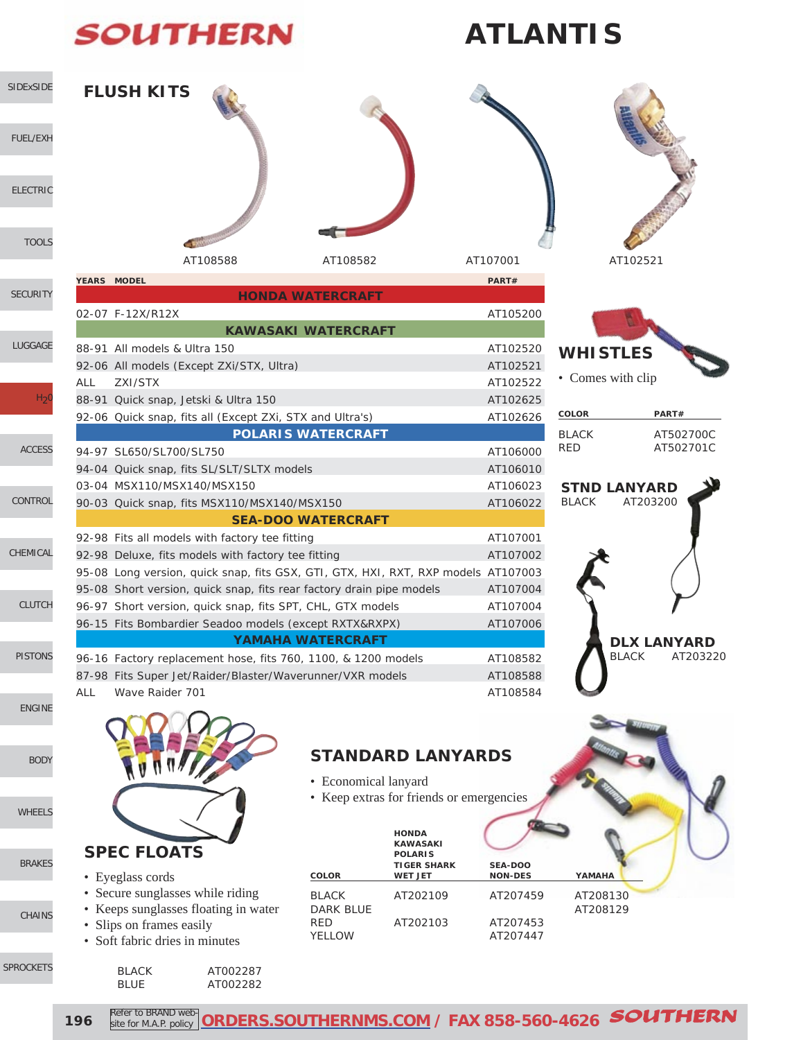# SOUTHERN

# ATLANTIS

## FLUSH KITS

AT108588 AT108582 AT107001 AT102521

| YEARS | MODEL | PART# |
|---|---|---|
| | **HONDA WATERCRAFT** | |
| 02-07 | F-12X/R12X | AT105200 |
| | **KAWASAKI WATERCRAFT** | |
| 88-91 | All models & Ultra 150 | AT102520 |
| 92-06 | All models (Except ZXi/STX, Ultra) | AT102521 |
| ALL | ZXI/STX | AT102522 |
| 88-91 | Quick snap, Jetski & Ultra 150 | AT102625 |
| 92-06 | Quick snap, fits all (Except ZXi, STX and Ultra's) | AT102626 |
| | **POLARIS WATERCRAFT** | |
| 94-97 | SL650/SL700/SL750 | AT106000 |
| 94-04 | Quick snap, fits SL/SLT/SLTX models | AT106010 |
| 03-04 | MSX110/MSX140/MSX150 | AT106023 |
| 90-03 | Quick snap, fits MSX110/MSX140/MSX150 | AT106022 |
| | **SEA-DOO WATERCRAFT** | |
| 92-98 | Fits all models with factory tee fitting | AT107001 |
| 92-98 | Deluxe, fits models with factory tee fitting | AT107002 |
| 95-08 | Long version, quick snap, fits GSX, GTI, GTX, HXI, RXT, RXP models | AT107003 |
| 95-08 | Short version, quick snap, fits rear factory drain pipe models | AT107004 |
| 96-97 | Short version, quick snap, fits SPT, CHL, GTX models | AT107004 |
| 96-15 | Fits Bombardier Seadoo models (except RXTX&RXPX) | AT107006 |
| | **YAMAHA WATERCRAFT** | |
| 96-16 | Factory replacement hose, fits 760, 1100, & 1200 models | AT108582 |
| 87-98 | Fits Super Jet/Raider/Blaster/Waverunner/VXR models | AT108588 |
| ALL | Wave Raider 701 | AT108584 |

## WHISTLES

- Comes with clip

| COLOR | PART# |
|---|---|
| BLACK | AT502700C |
| RED | AT502701C |

## STND LANYARD

BLACK AT203200

## DLX LANYARD

BLACK AT203220

## SPEC FLOATS

- Eyeglass cords
- Secure sunglasses while riding
- Keeps sunglasses floating in water
- Slips on frames easily
- Soft fabric dries in minutes

| | |
|---|---|
| BLACK | AT002287 |
| BLUE | AT002282 |

## STANDARD LANYARDS

- Economical lanyard
- Keep extras for friends or emergencies

| COLOR | HONDA KAWASAKI POLARIS TIGER SHARK WET JET | SEA-DOO NON-DES | YAMAHA |
|---|---|---|---|
| BLACK | AT202109 | AT207459 | AT208130 |
| DARK BLUE | | | AT208129 |
| RED | AT202103 | AT207453 | |
| YELLOW | | AT207447 | |

Refer to BRAND website for M.A.P. policy **ORDERS.SOUTHERNMS.COM / FAX 858-560-4626** SOUTHERN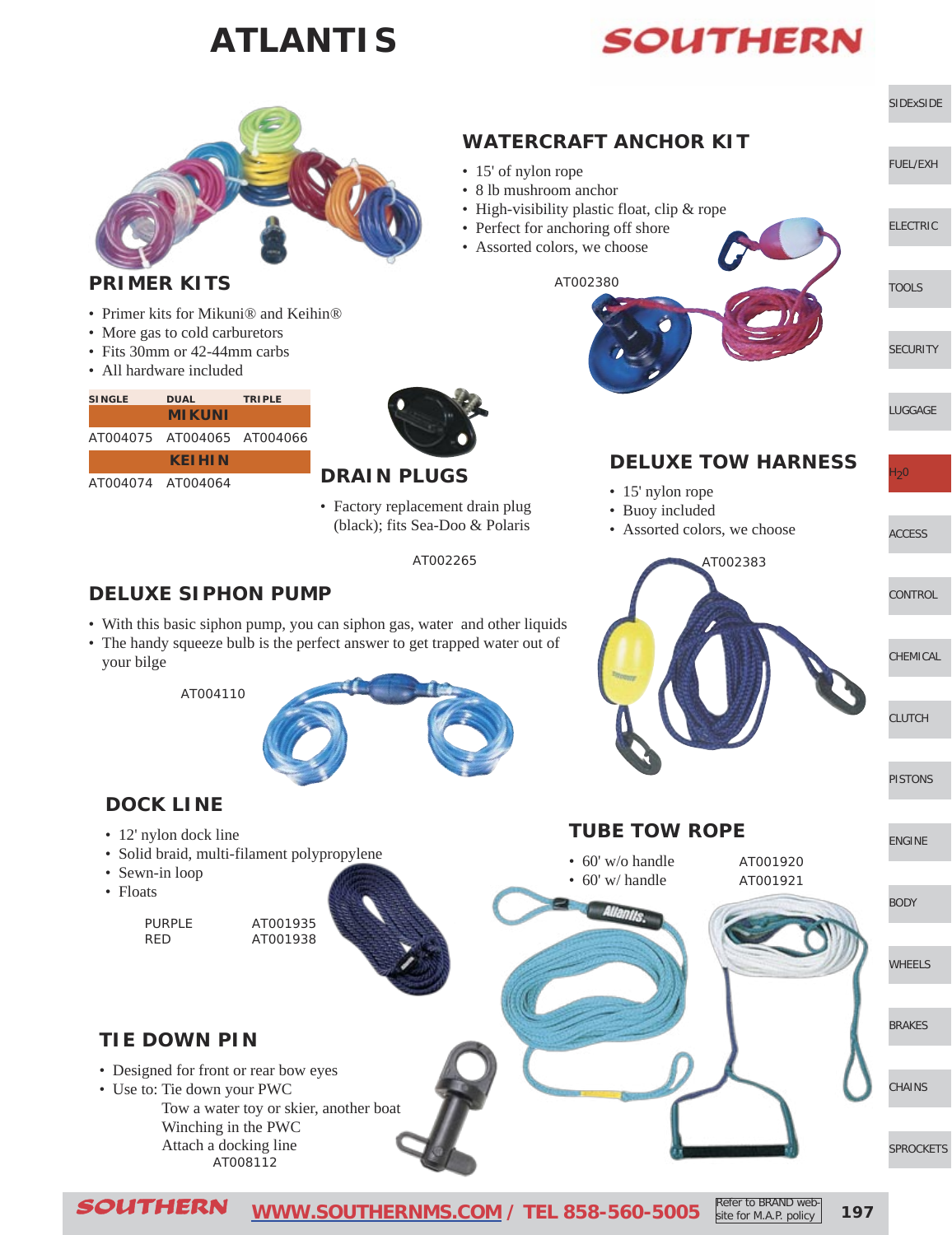# ATLANTIS

## PRIMER KITS

- Primer kits for Mikuni® and Keihin®
- More gas to cold carburetors
- Fits 30mm or 42-44mm carbs
- All hardware included

| SINGLE | DUAL | TRIPLE |
|---|---|---|
| MIKUNI | | |
| AT004075 | AT004065 | AT004066 |
| KEIHIN | | |
| AT004074 | AT004064 | |

## WATERCRAFT ANCHOR KIT

- 15' of nylon rope
- 8 lb mushroom anchor
- High-visibility plastic float, clip & rope
- Perfect for anchoring off shore
- Assorted colors, we choose

AT002380

## DRAIN PLUGS

- Factory replacement drain plug (black); fits Sea-Doo & Polaris

AT002265

## DELUXE TOW HARNESS

- 15' nylon rope
- Buoy included
- Assorted colors, we choose

AT002383

## DELUXE SIPHON PUMP

- With this basic siphon pump, you can siphon gas, water and other liquids
- The handy squeeze bulb is the perfect answer to get trapped water out of your bilge

AT004110

## DOCK LINE

- 12' nylon dock line
- Solid braid, multi-filament polypropylene
- Sewn-in loop
- Floats

| | |
|---|---|
| PURPLE | AT001935 |
| RED | AT001938 |

## TUBE TOW ROPE

| | |
|---|---|
| • 60' w/o handle | AT001920 |
| • 60' w/ handle | AT001921 |

## TIE DOWN PIN

- Designed for front or rear bow eyes
- Use to: Tie down your PWC

  Tow a water toy or skier, another boat
  Winching in the PWC
  Attach a docking line

AT008112

SOUTHERN WWW.SOUTHERNMS.COM / TEL 858-560-5005 Refer to BRAND web-site for M.A.P. policy